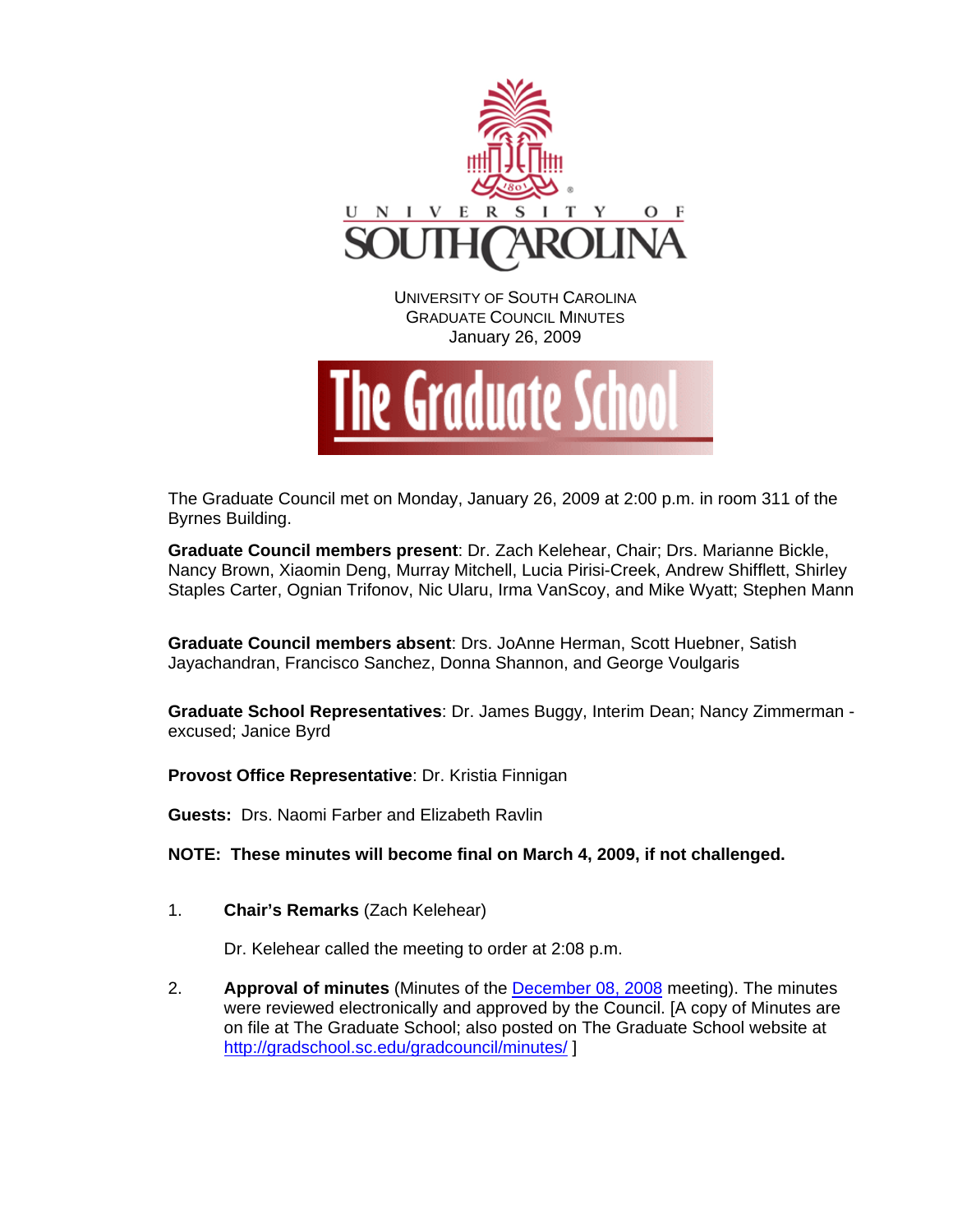UNIVERSITY OF SOUTH CAROLINA
GRADUATE COUNCIL MINUTES
January 26, 2009

The Graduate School

The Graduate Council met on Monday, January 26, 2009 at 2:00 p.m. in room 311 of the Byrnes Building.

**Graduate Council members present**: Dr. Zach Kelehear, Chair; Drs. Marianne Bickle, Nancy Brown, Xiaomin Deng, Murray Mitchell, Lucia Pirisi-Creek, Andrew Shifflett, Shirley Staples Carter, Ognian Trifonov, Nic Ularu, Irma VanScoy, and Mike Wyatt; Stephen Mann

**Graduate Council members absent**: Drs. JoAnne Herman, Scott Huebner, Satish Jayachandran, Francisco Sanchez, Donna Shannon, and George Voulgaris

**Graduate School Representatives**: Dr. James Buggy, Interim Dean; Nancy Zimmerman - excused; Janice Byrd

**Provost Office Representative**: Dr. Kristia Finnigan

**Guests:** Drs. Naomi Farber and Elizabeth Ravlin

**NOTE: These minutes will become final on March 4, 2009, if not challenged.**

1. **Chair's Remarks** (Zach Kelehear)

   Dr. Kelehear called the meeting to order at 2:08 p.m.

2. **Approval of minutes** (Minutes of the December 08, 2008 meeting). The minutes were reviewed electronically and approved by the Council. [A copy of Minutes are on file at The Graduate School; also posted on The Graduate School website at http://gradschool.sc.edu/gradcouncil/minutes/ ]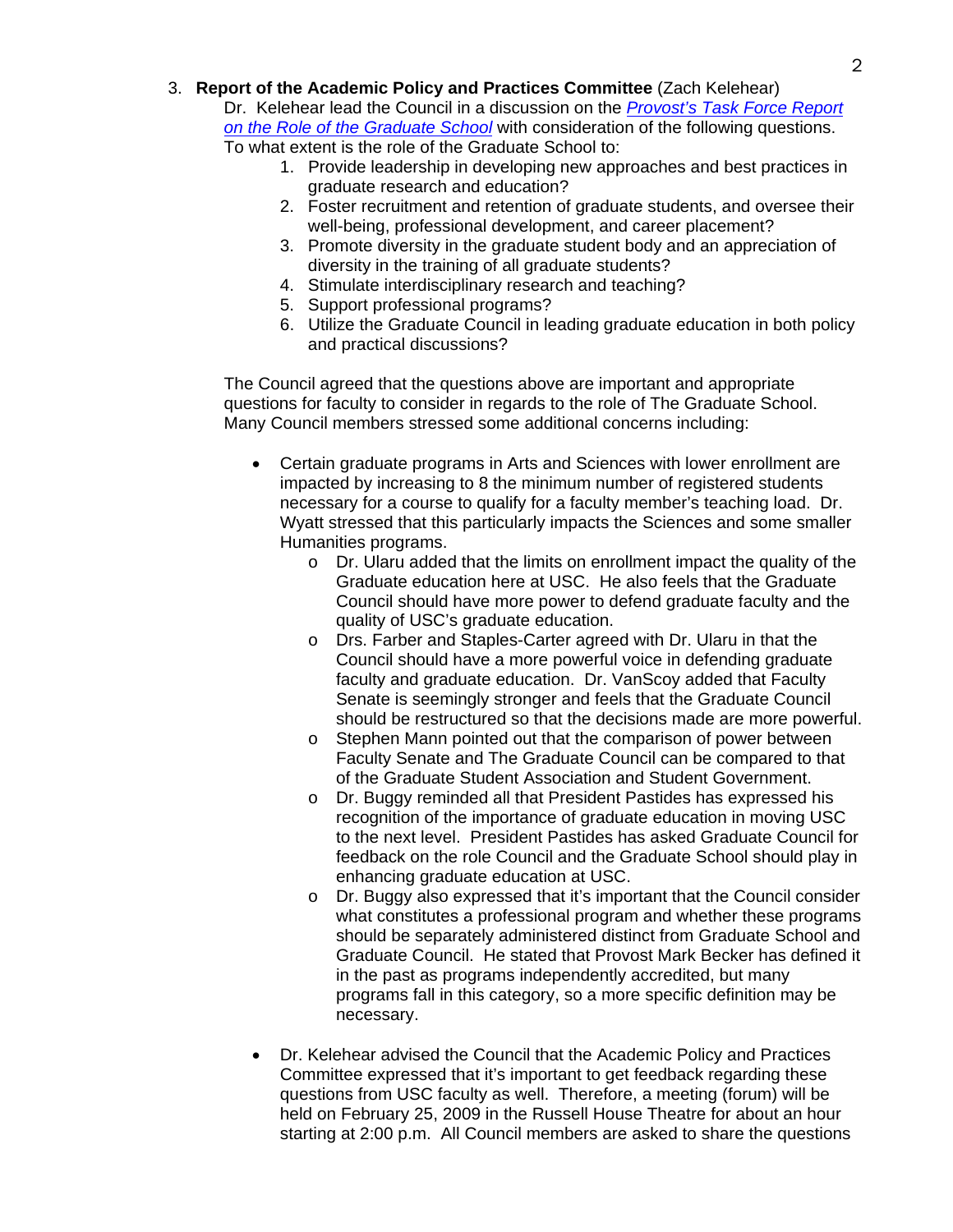3. **Report of the Academic Policy and Practices Committee** (Zach Kelehear)
   Dr. Kelehear lead the Council in a discussion on the *Provost's Task Force Report on the Role of the Graduate School* with consideration of the following questions. To what extent is the role of the Graduate School to:
   1. Provide leadership in developing new approaches and best practices in graduate research and education?
   2. Foster recruitment and retention of graduate students, and oversee their well-being, professional development, and career placement?
   3. Promote diversity in the graduate student body and an appreciation of diversity in the training of all graduate students?
   4. Stimulate interdisciplinary research and teaching?
   5. Support professional programs?
   6. Utilize the Graduate Council in leading graduate education in both policy and practical discussions?

   The Council agreed that the questions above are important and appropriate questions for faculty to consider in regards to the role of The Graduate School. Many Council members stressed some additional concerns including:

   - Certain graduate programs in Arts and Sciences with lower enrollment are impacted by increasing to 8 the minimum number of registered students necessary for a course to qualify for a faculty member's teaching load. Dr. Wyatt stressed that this particularly impacts the Sciences and some smaller Humanities programs.
     - Dr. Ularu added that the limits on enrollment impact the quality of the Graduate education here at USC. He also feels that the Graduate Council should have more power to defend graduate faculty and the quality of USC's graduate education.
     - Drs. Farber and Staples-Carter agreed with Dr. Ularu in that the Council should have a more powerful voice in defending graduate faculty and graduate education. Dr. VanScoy added that Faculty Senate is seemingly stronger and feels that the Graduate Council should be restructured so that the decisions made are more powerful.
     - Stephen Mann pointed out that the comparison of power between Faculty Senate and The Graduate Council can be compared to that of the Graduate Student Association and Student Government.
     - Dr. Buggy reminded all that President Pastides has expressed his recognition of the importance of graduate education in moving USC to the next level. President Pastides has asked Graduate Council for feedback on the role Council and the Graduate School should play in enhancing graduate education at USC.
     - Dr. Buggy also expressed that it's important that the Council consider what constitutes a professional program and whether these programs should be separately administered distinct from Graduate School and Graduate Council. He stated that Provost Mark Becker has defined it in the past as programs independently accredited, but many programs fall in this category, so a more specific definition may be necessary.

   - Dr. Kelehear advised the Council that the Academic Policy and Practices Committee expressed that it's important to get feedback regarding these questions from USC faculty as well. Therefore, a meeting (forum) will be held on February 25, 2009 in the Russell House Theatre for about an hour starting at 2:00 p.m. All Council members are asked to share the questions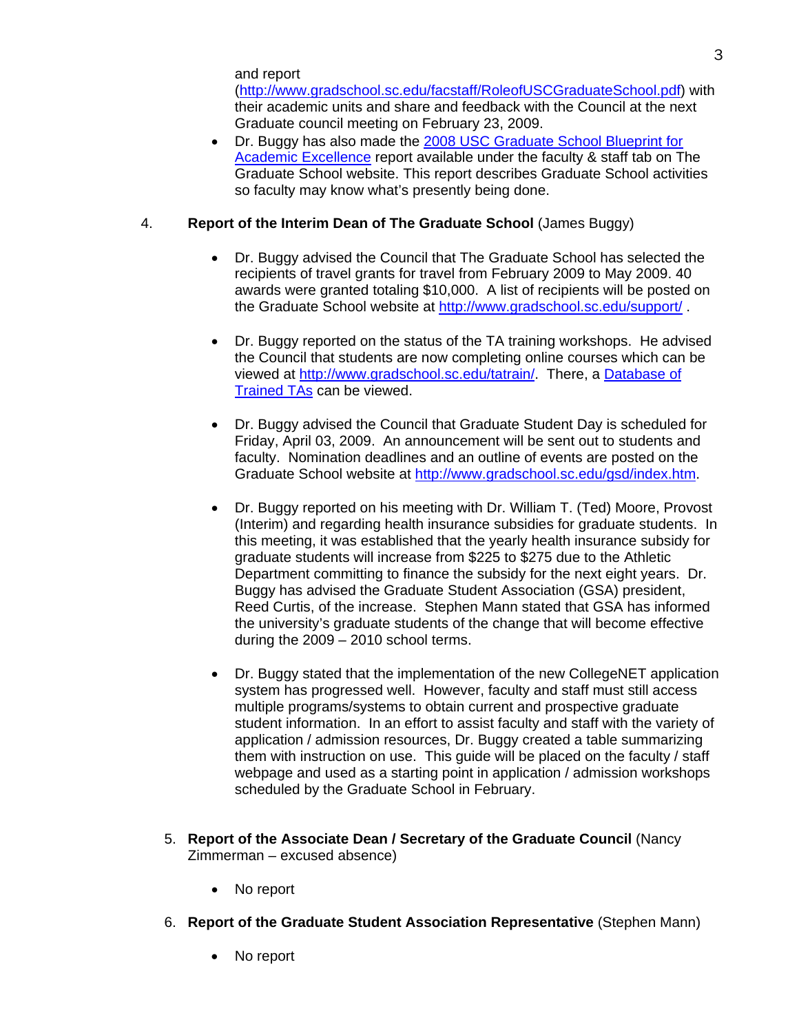and report (http://www.gradschool.sc.edu/facstaff/RoleofUSCGraduateSchool.pdf) with their academic units and share and feedback with the Council at the next Graduate council meeting on February 23, 2009.

- Dr. Buggy has also made the [2008 USC Graduate School Blueprint for Academic Excellence]() report available under the faculty & staff tab on The Graduate School website. This report describes Graduate School activities so faculty may know what's presently being done.

4. **Report of the Interim Dean of The Graduate School** (James Buggy)

   - Dr. Buggy advised the Council that The Graduate School has selected the recipients of travel grants for travel from February 2009 to May 2009. 40 awards were granted totaling $10,000. A list of recipients will be posted on the Graduate School website at http://www.gradschool.sc.edu/support/ .

   - Dr. Buggy reported on the status of the TA training workshops. He advised the Council that students are now completing online courses which can be viewed at http://www.gradschool.sc.edu/tatrain/. There, a [Database of Trained TAs]() can be viewed.

   - Dr. Buggy advised the Council that Graduate Student Day is scheduled for Friday, April 03, 2009. An announcement will be sent out to students and faculty. Nomination deadlines and an outline of events are posted on the Graduate School website at http://www.gradschool.sc.edu/gsd/index.htm.

   - Dr. Buggy reported on his meeting with Dr. William T. (Ted) Moore, Provost (Interim) and regarding health insurance subsidies for graduate students. In this meeting, it was established that the yearly health insurance subsidy for graduate students will increase from $225 to $275 due to the Athletic Department committing to finance the subsidy for the next eight years. Dr. Buggy has advised the Graduate Student Association (GSA) president, Reed Curtis, of the increase. Stephen Mann stated that GSA has informed the university's graduate students of the change that will become effective during the 2009 – 2010 school terms.

   - Dr. Buggy stated that the implementation of the new CollegeNET application system has progressed well. However, faculty and staff must still access multiple programs/systems to obtain current and prospective graduate student information. In an effort to assist faculty and staff with the variety of application / admission resources, Dr. Buggy created a table summarizing them with instruction on use. This guide will be placed on the faculty / staff webpage and used as a starting point in application / admission workshops scheduled by the Graduate School in February.

5. **Report of the Associate Dean / Secretary of the Graduate Council** (Nancy Zimmerman – excused absence)

   - No report

6. **Report of the Graduate Student Association Representative** (Stephen Mann)

   - No report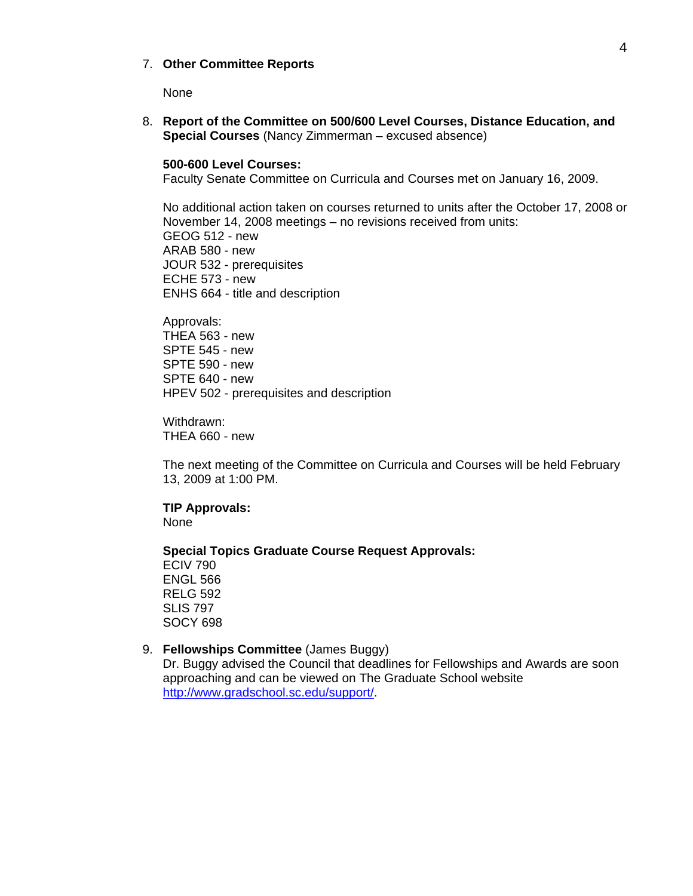7. **Other Committee Reports**

   None

8. **Report of the Committee on 500/600 Level Courses, Distance Education, and Special Courses** (Nancy Zimmerman – excused absence)

   **500-600 Level Courses:**
   Faculty Senate Committee on Curricula and Courses met on January 16, 2009.

   No additional action taken on courses returned to units after the October 17, 2008 or November 14, 2008 meetings – no revisions received from units:
   GEOG 512 - new
   ARAB 580 - new
   JOUR 532 - prerequisites
   ECHE 573 - new
   ENHS 664 - title and description

   Approvals:
   THEA 563 - new
   SPTE 545 - new
   SPTE 590 - new
   SPTE 640 - new
   HPEV 502 - prerequisites and description

   Withdrawn:
   THEA 660 - new

   The next meeting of the Committee on Curricula and Courses will be held February 13, 2009 at 1:00 PM.

   **TIP Approvals:**
   None

   **Special Topics Graduate Course Request Approvals:**
   ECIV 790
   ENGL 566
   RELG 592
   SLIS 797
   SOCY 698

9. **Fellowships Committee** (James Buggy)
   Dr. Buggy advised the Council that deadlines for Fellowships and Awards are soon approaching and can be viewed on The Graduate School website http://www.gradschool.sc.edu/support/.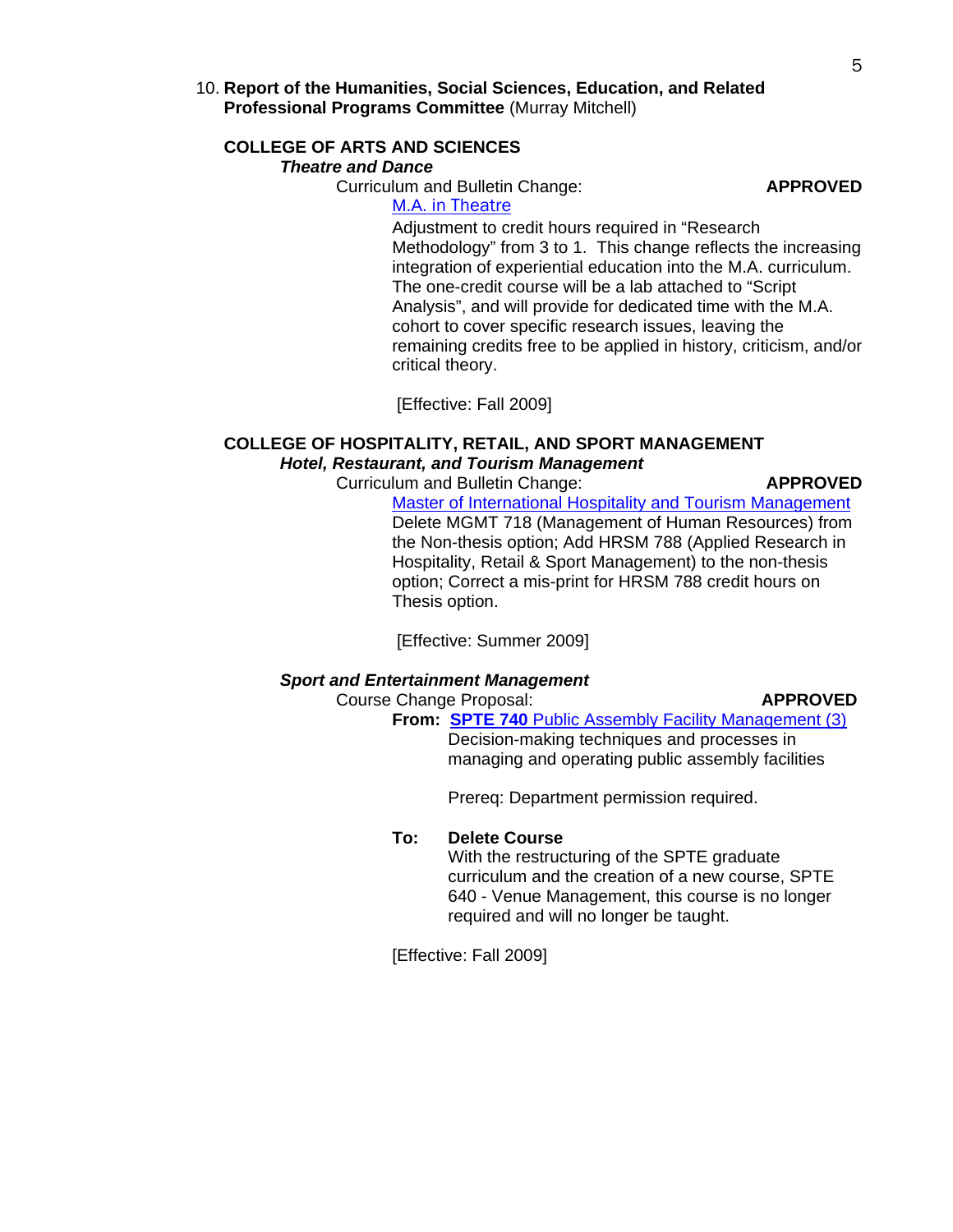10. **Report of the Humanities, Social Sciences, Education, and Related Professional Programs Committee** (Murray Mitchell)

**COLLEGE OF ARTS AND SCIENCES**

***Theatre and Dance***

Curriculum and Bulletin Change: **APPROVED**

M.A. in Theatre

Adjustment to credit hours required in "Research Methodology" from 3 to 1. This change reflects the increasing integration of experiential education into the M.A. curriculum. The one-credit course will be a lab attached to "Script Analysis", and will provide for dedicated time with the M.A. cohort to cover specific research issues, leaving the remaining credits free to be applied in history, criticism, and/or critical theory.

[Effective: Fall 2009]

**COLLEGE OF HOSPITALITY, RETAIL, AND SPORT MANAGEMENT**

***Hotel, Restaurant, and Tourism Management***

Curriculum and Bulletin Change: **APPROVED**

Master of International Hospitality and Tourism Management

Delete MGMT 718 (Management of Human Resources) from the Non-thesis option; Add HRSM 788 (Applied Research in Hospitality, Retail & Sport Management) to the non-thesis option; Correct a mis-print for HRSM 788 credit hours on Thesis option.

[Effective: Summer 2009]

***Sport and Entertainment Management***

Course Change Proposal: **APPROVED**

**From:** **SPTE 740** Public Assembly Facility Management (3)

Decision-making techniques and processes in managing and operating public assembly facilities

Prereq: Department permission required.

**To:** **Delete Course**

With the restructuring of the SPTE graduate curriculum and the creation of a new course, SPTE 640 - Venue Management, this course is no longer required and will no longer be taught.

[Effective: Fall 2009]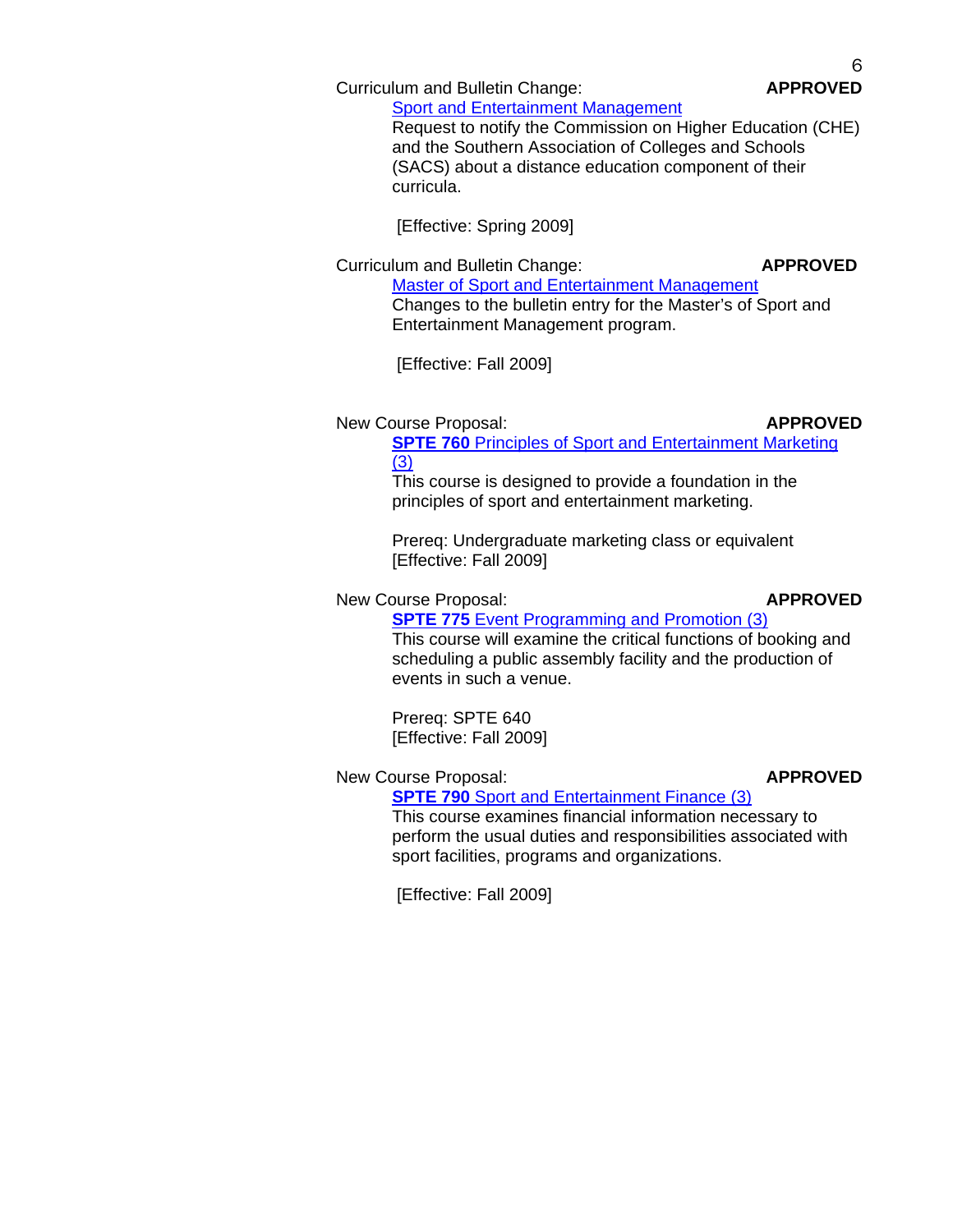Curriculum and Bulletin Change: **APPROVED**

Sport and Entertainment Management

Request to notify the Commission on Higher Education (CHE) and the Southern Association of Colleges and Schools (SACS) about a distance education component of their curricula.

[Effective: Spring 2009]

Curriculum and Bulletin Change: **APPROVED**

Master of Sport and Entertainment Management

Changes to the bulletin entry for the Master's of Sport and Entertainment Management program.

[Effective: Fall 2009]

New Course Proposal: **APPROVED**

**SPTE 760** Principles of Sport and Entertainment Marketing (3)

This course is designed to provide a foundation in the principles of sport and entertainment marketing.

Prereq: Undergraduate marketing class or equivalent
[Effective: Fall 2009]

New Course Proposal: **APPROVED**

**SPTE 775** Event Programming and Promotion (3)

This course will examine the critical functions of booking and scheduling a public assembly facility and the production of events in such a venue.

Prereq: SPTE 640
[Effective: Fall 2009]

New Course Proposal: **APPROVED**

**SPTE 790** Sport and Entertainment Finance (3)

This course examines financial information necessary to perform the usual duties and responsibilities associated with sport facilities, programs and organizations.

[Effective: Fall 2009]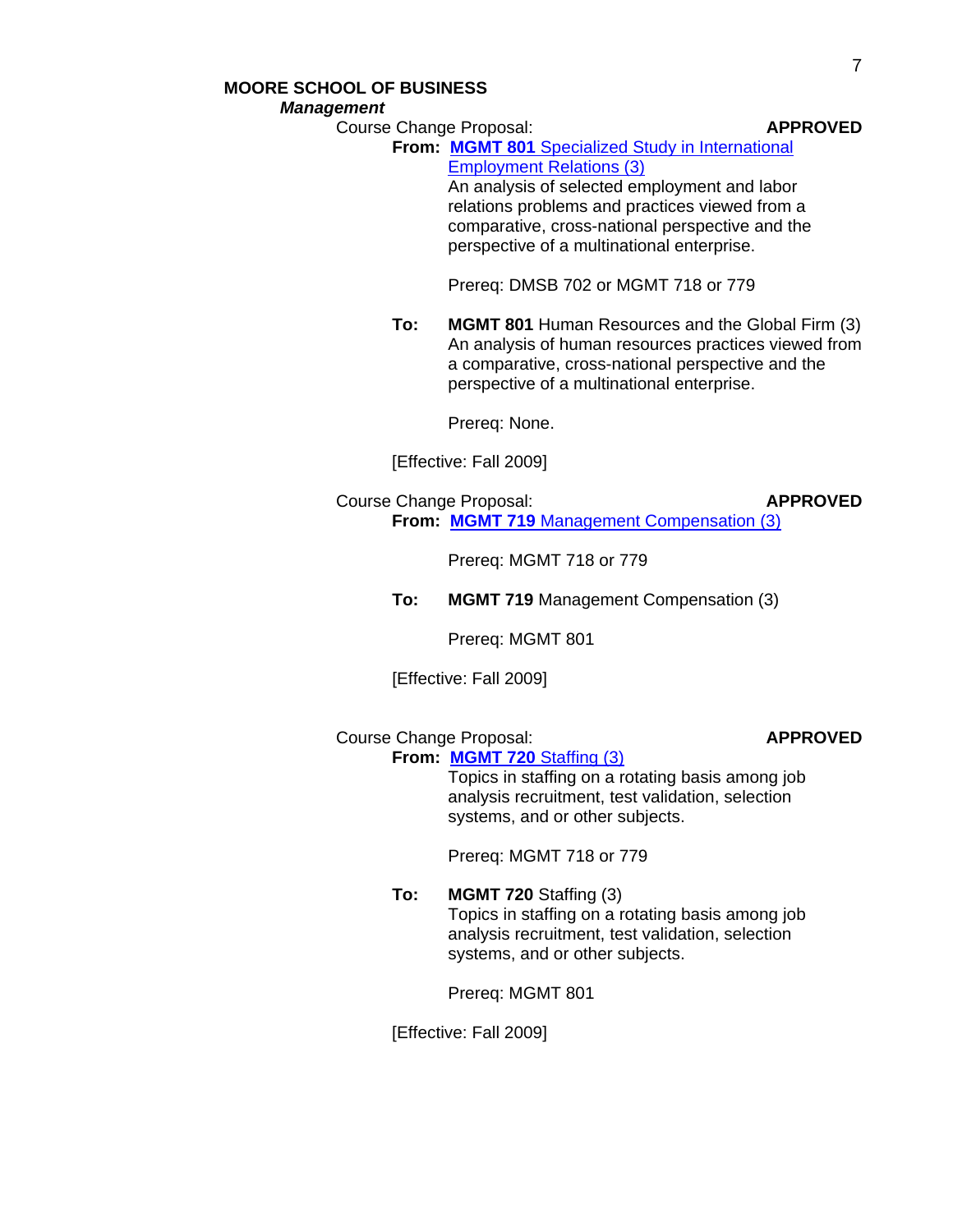**MOORE SCHOOL OF BUSINESS**

***Management***

Course Change Proposal: **APPROVED**

**From:** **MGMT 801** Specialized Study in International Employment Relations (3)
An analysis of selected employment and labor relations problems and practices viewed from a comparative, cross-national perspective and the perspective of a multinational enterprise.

Prereq: DMSB 702 or MGMT 718 or 779

**To:** **MGMT 801** Human Resources and the Global Firm (3)
An analysis of human resources practices viewed from a comparative, cross-national perspective and the perspective of a multinational enterprise.

Prereq: None.

[Effective: Fall 2009]

Course Change Proposal: **APPROVED**

**From:** **MGMT 719** Management Compensation (3)

Prereq: MGMT 718 or 779

**To:** **MGMT 719** Management Compensation (3)

Prereq: MGMT 801

[Effective: Fall 2009]

Course Change Proposal: **APPROVED**

**From:** **MGMT 720** Staffing (3)
Topics in staffing on a rotating basis among job analysis recruitment, test validation, selection systems, and or other subjects.

Prereq: MGMT 718 or 779

**To:** **MGMT 720** Staffing (3)
Topics in staffing on a rotating basis among job analysis recruitment, test validation, selection systems, and or other subjects.

Prereq: MGMT 801

[Effective: Fall 2009]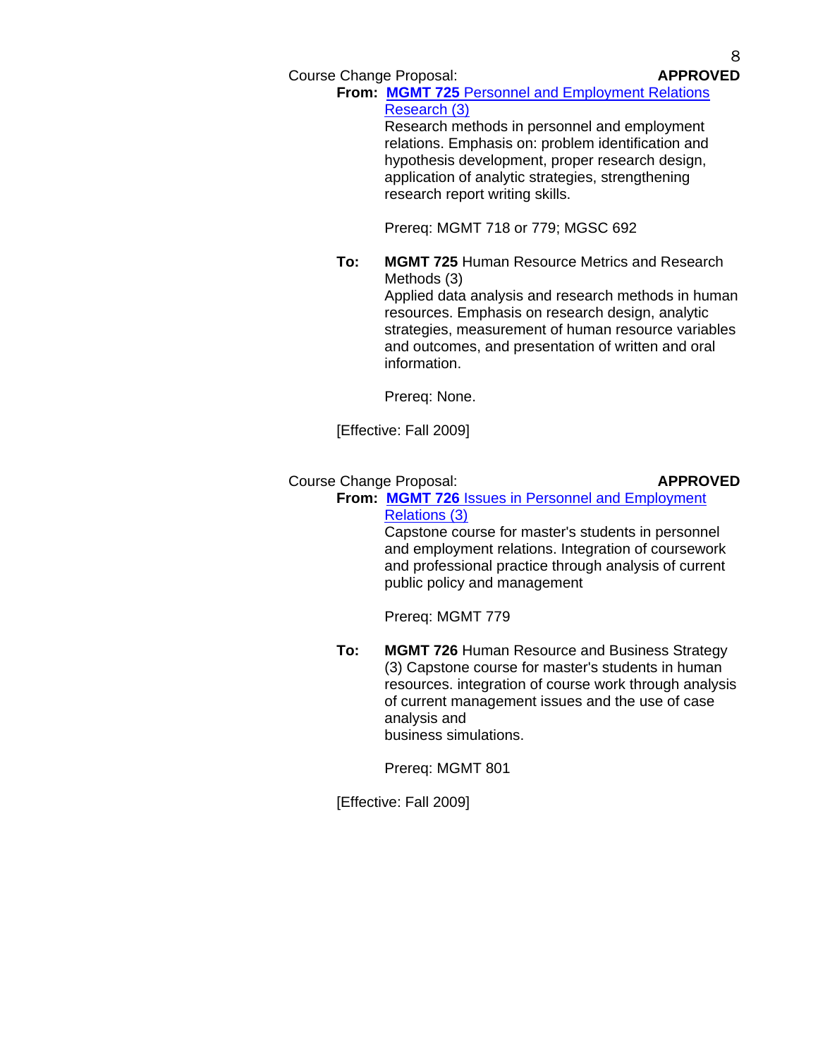Course Change Proposal: **APPROVED**

**From:** **MGMT 725** Personnel and Employment Relations Research (3)
Research methods in personnel and employment relations. Emphasis on: problem identification and hypothesis development, proper research design, application of analytic strategies, strengthening research report writing skills.

Prereq: MGMT 718 or 779; MGSC 692

**To:** **MGMT 725** Human Resource Metrics and Research Methods (3)
Applied data analysis and research methods in human resources. Emphasis on research design, analytic strategies, measurement of human resource variables and outcomes, and presentation of written and oral information.

Prereq: None.

[Effective: Fall 2009]

Course Change Proposal: **APPROVED**

**From:** **MGMT 726** Issues in Personnel and Employment Relations (3)
Capstone course for master's students in personnel and employment relations. Integration of coursework and professional practice through analysis of current public policy and management

Prereq: MGMT 779

**To:** **MGMT 726** Human Resource and Business Strategy (3) Capstone course for master's students in human resources. integration of course work through analysis of current management issues and the use of case analysis and business simulations.

Prereq: MGMT 801

[Effective: Fall 2009]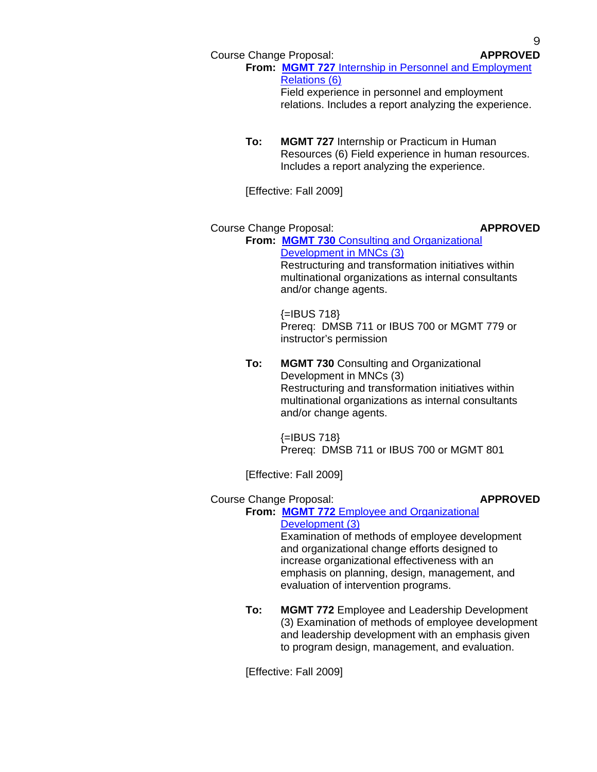Course Change Proposal: **APPROVED**

**From:** **MGMT 727** Internship in Personnel and Employment Relations (6)
Field experience in personnel and employment relations. Includes a report analyzing the experience.

**To:** **MGMT 727** Internship or Practicum in Human Resources (6) Field experience in human resources. Includes a report analyzing the experience.

[Effective: Fall 2009]

Course Change Proposal: **APPROVED**

**From:** **MGMT 730** Consulting and Organizational Development in MNCs (3)
Restructuring and transformation initiatives within multinational organizations as internal consultants and/or change agents.

{=IBUS 718}
Prereq: DMSB 711 or IBUS 700 or MGMT 779 or instructor's permission

**To:** **MGMT 730** Consulting and Organizational Development in MNCs (3)
Restructuring and transformation initiatives within multinational organizations as internal consultants and/or change agents.

{=IBUS 718}
Prereq: DMSB 711 or IBUS 700 or MGMT 801

[Effective: Fall 2009]

Course Change Proposal: **APPROVED**

**From:** **MGMT 772** Employee and Organizational Development (3)
Examination of methods of employee development and organizational change efforts designed to increase organizational effectiveness with an emphasis on planning, design, management, and evaluation of intervention programs.

**To:** **MGMT 772** Employee and Leadership Development (3) Examination of methods of employee development and leadership development with an emphasis given to program design, management, and evaluation.

[Effective: Fall 2009]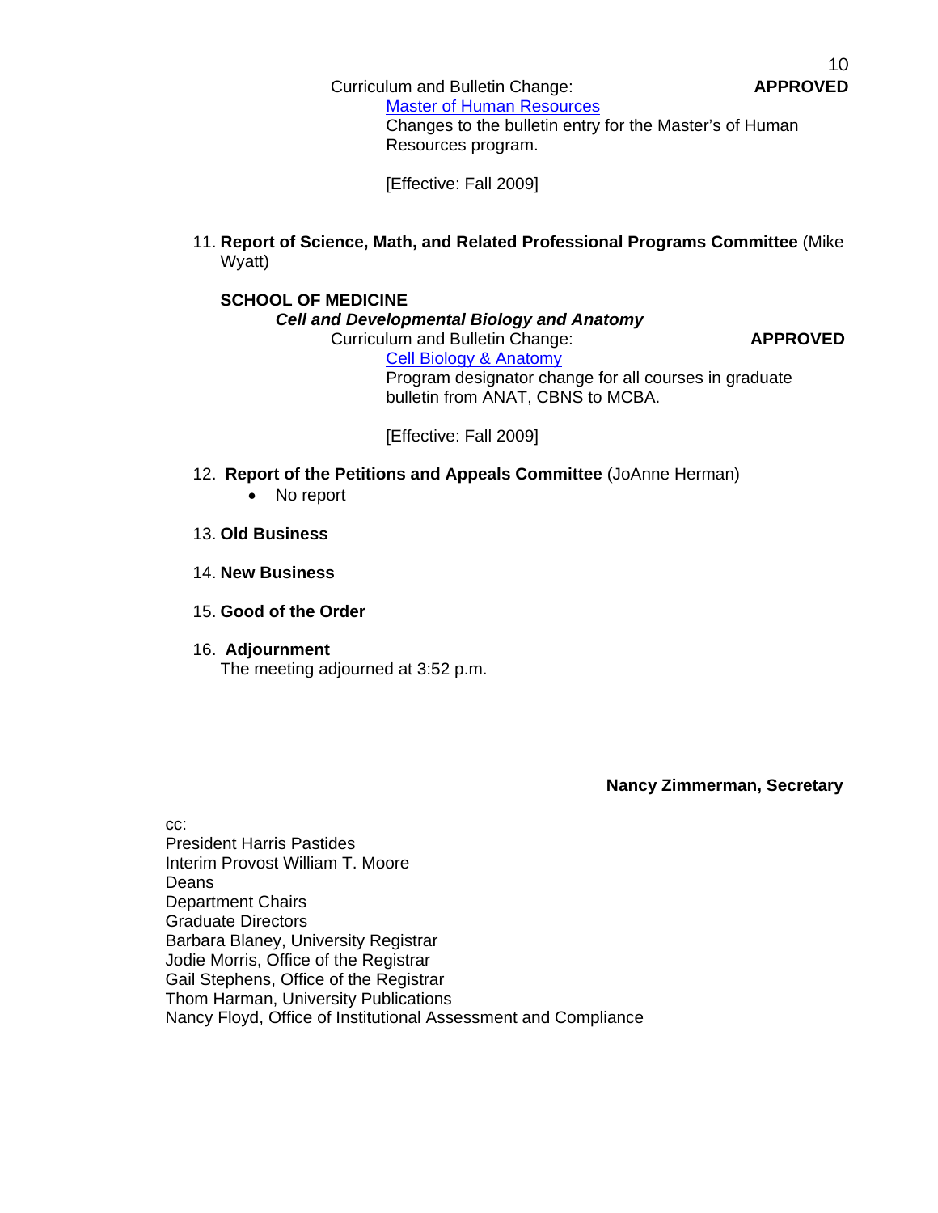Curriculum and Bulletin Change: **APPROVED**

Master of Human Resources

Changes to the bulletin entry for the Master's of Human Resources program.

[Effective: Fall 2009]

11. **Report of Science, Math, and Related Professional Programs Committee** (Mike Wyatt)

**SCHOOL OF MEDICINE**

***Cell and Developmental Biology and Anatomy***

Curriculum and Bulletin Change: **APPROVED**

Cell Biology & Anatomy

Program designator change for all courses in graduate bulletin from ANAT, CBNS to MCBA.

[Effective: Fall 2009]

12. **Report of the Petitions and Appeals Committee** (JoAnne Herman)
    - No report

13. **Old Business**

14. **New Business**

15. **Good of the Order**

16. **Adjournment**

The meeting adjourned at 3:52 p.m.

**Nancy Zimmerman, Secretary**

cc:
President Harris Pastides
Interim Provost William T. Moore
Deans
Department Chairs
Graduate Directors
Barbara Blaney, University Registrar
Jodie Morris, Office of the Registrar
Gail Stephens, Office of the Registrar
Thom Harman, University Publications
Nancy Floyd, Office of Institutional Assessment and Compliance